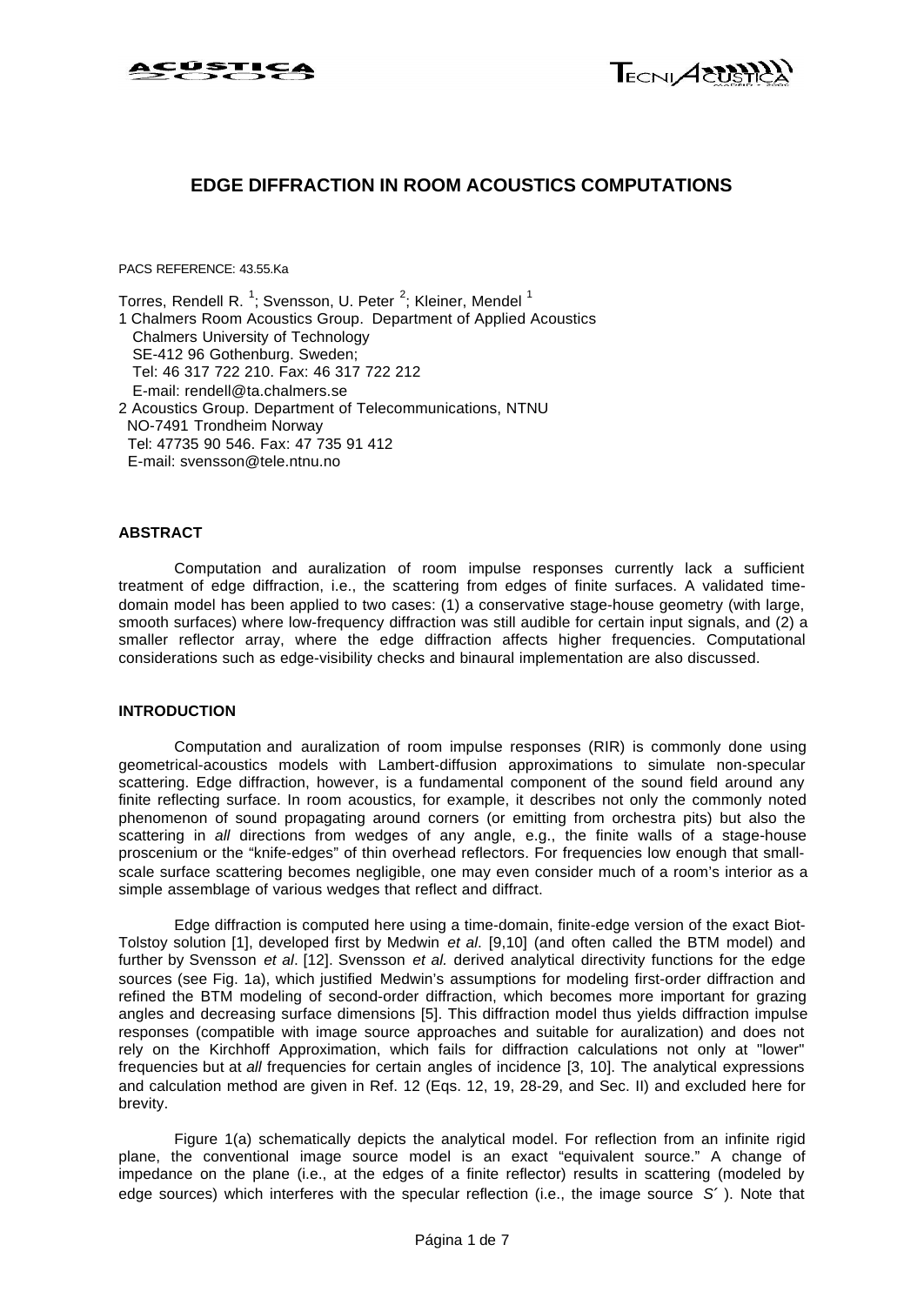# EDGE DIFFRACTION IN ROOM ACOUSTICS COMPUTATIONS

PACS REFERENCE: 43.55.Ka

Torres, Rendell R. [1]; Svensson, U. Peter [2]; Kleiner, Mendel [1]

1 Chalmers Room Acoustics Group. Department of Applied Acoustics
Chalmers University of Technology
SE-412 96 Gothenburg. Sweden;
Tel: 46 317 722 210. Fax: 46 317 722 212
E-mail: rendell@ta.chalmers.se

2 Acoustics Group. Department of Telecommunications, NTNU
NO-7491 Trondheim Norway
Tel: 47735 90 546. Fax: 47 735 91 412
E-mail: svensson@tele.ntnu.no

## ABSTRACT

Computation and auralization of room impulse responses currently lack a sufficient treatment of edge diffraction, i.e., the scattering from edges of finite surfaces. A validated time-domain model has been applied to two cases: (1) a conservative stage-house geometry (with large, smooth surfaces) where low-frequency diffraction was still audible for certain input signals, and (2) a smaller reflector array, where the edge diffraction affects higher frequencies. Computational considerations such as edge-visibility checks and binaural implementation are also discussed.

## INTRODUCTION

Computation and auralization of room impulse responses (RIR) is commonly done using geometrical-acoustics models with Lambert-diffusion approximations to simulate non-specular scattering. Edge diffraction, however, is a fundamental component of the sound field around any finite reflecting surface. In room acoustics, for example, it describes not only the commonly noted phenomenon of sound propagating around corners (or emitting from orchestra pits) but also the scattering in *all* directions from wedges of any angle, e.g., the finite walls of a stage-house proscenium or the "knife-edges" of thin overhead reflectors. For frequencies low enough that small-scale surface scattering becomes negligible, one may even consider much of a room's interior as a simple assemblage of various wedges that reflect and diffract.

Edge diffraction is computed here using a time-domain, finite-edge version of the exact Biot-Tolstoy solution [1], developed first by Medwin *et al*. [9,10] (and often called the BTM model) and further by Svensson *et al*. [12]. Svensson *et al.* derived analytical directivity functions for the edge sources (see Fig. 1a), which justified Medwin's assumptions for modeling first-order diffraction and refined the BTM modeling of second-order diffraction, which becomes more important for grazing angles and decreasing surface dimensions [5]. This diffraction model thus yields diffraction impulse responses (compatible with image source approaches and suitable for auralization) and does not rely on the Kirchhoff Approximation, which fails for diffraction calculations not only at "lower" frequencies but at *all* frequencies for certain angles of incidence [3, 10]. The analytical expressions and calculation method are given in Ref. 12 (Eqs. 12, 19, 28-29, and Sec. II) and excluded here for brevity.

Figure 1(a) schematically depicts the analytical model. For reflection from an infinite rigid plane, the conventional image source model is an exact "equivalent source." A change of impedance on the plane (i.e., at the edges of a finite reflector) results in scattering (modeled by edge sources) which interferes with the specular reflection (i.e., the image source $S'$). Note that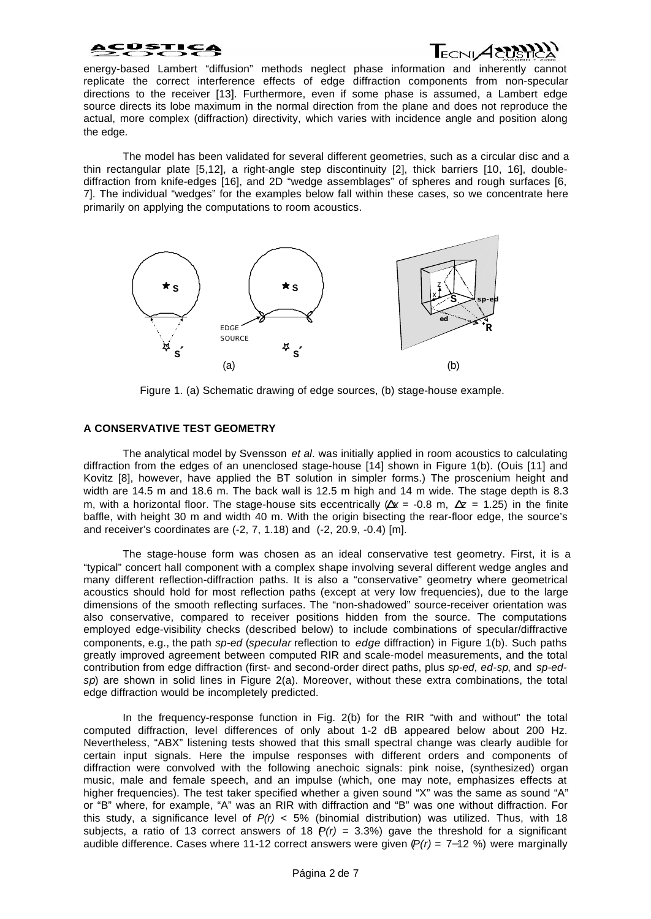energy-based Lambert "diffusion" methods neglect phase information and inherently cannot replicate the correct interference effects of edge diffraction components from non-specular directions to the receiver [13]. Furthermore, even if some phase is assumed, a Lambert edge source directs its lobe maximum in the normal direction from the plane and does not reproduce the actual, more complex (diffraction) directivity, which varies with incidence angle and position along the edge.

The model has been validated for several different geometries, such as a circular disc and a thin rectangular plate [5,12], a right-angle step discontinuity [2], thick barriers [10, 16], double-diffraction from knife-edges [16], and 2D "wedge assemblages" of spheres and rough surfaces [6, 7]. The individual "wedges" for the examples below fall within these cases, so we concentrate here primarily on applying the computations to room acoustics.

Figure 1. (a) Schematic drawing of edge sources, (b) stage-house example.

## A CONSERVATIVE TEST GEOMETRY

The analytical model by Svensson *et al*. was initially applied in room acoustics to calculating diffraction from the edges of an unenclosed stage-house [14] shown in Figure 1(b). (Ouis [11] and Kovitz [8], however, have applied the BT solution in simpler forms.) The proscenium height and width are 14.5 m and 18.6 m. The back wall is 12.5 m high and 14 m wide. The stage depth is 8.3 m, with a horizontal floor. The stage-house sits eccentrically ($\Delta x$ = -0.8 m, $\Delta z$ = 1.25) in the finite baffle, with height 30 m and width 40 m. With the origin bisecting the rear-floor edge, the source's and receiver's coordinates are (-2, 7, 1.18) and (-2, 20.9, -0.4) [m].

The stage-house form was chosen as an ideal conservative test geometry. First, it is a "typical" concert hall component with a complex shape involving several different wedge angles and many different reflection-diffraction paths. It is also a "conservative" geometry where geometrical acoustics should hold for most reflection paths (except at very low frequencies), due to the large dimensions of the smooth reflecting surfaces. The "non-shadowed" source-receiver orientation was also conservative, compared to receiver positions hidden from the source. The computations employed edge-visibility checks (described below) to include combinations of specular/diffractive components, e.g., the path *sp-ed* (*specular* reflection to *edge* diffraction) in Figure 1(b). Such paths greatly improved agreement between computed RIR and scale-model measurements, and the total contribution from edge diffraction (first- and second-order direct paths, plus *sp-ed*, *ed-sp*, and *sp-ed-sp*) are shown in solid lines in Figure 2(a). Moreover, without these extra combinations, the total edge diffraction would be incompletely predicted.

In the frequency-response function in Fig. 2(b) for the RIR "with and without" the total computed diffraction, level differences of only about 1-2 dB appeared below about 200 Hz. Nevertheless, "ABX" listening tests showed that this small spectral change was clearly audible for certain input signals. Here the impulse responses with different orders and components of diffraction were convolved with the following anechoic signals: pink noise, (synthesized) organ music, male and female speech, and an impulse (which, one may note, emphasizes effects at higher frequencies). The test taker specified whether a given sound "X" was the same as sound "A" or "B" where, for example, "A" was an RIR with diffraction and "B" was one without diffraction. For this study, a significance level of $P(r)$ < 5% (binomial distribution) was utilized. Thus, with 18 subjects, a ratio of 13 correct answers of 18 ($P(r)$ = 3.3%) gave the threshold for a significant audible difference. Cases where 11-12 correct answers were given ($P(r)$ = 7–12 %) were marginally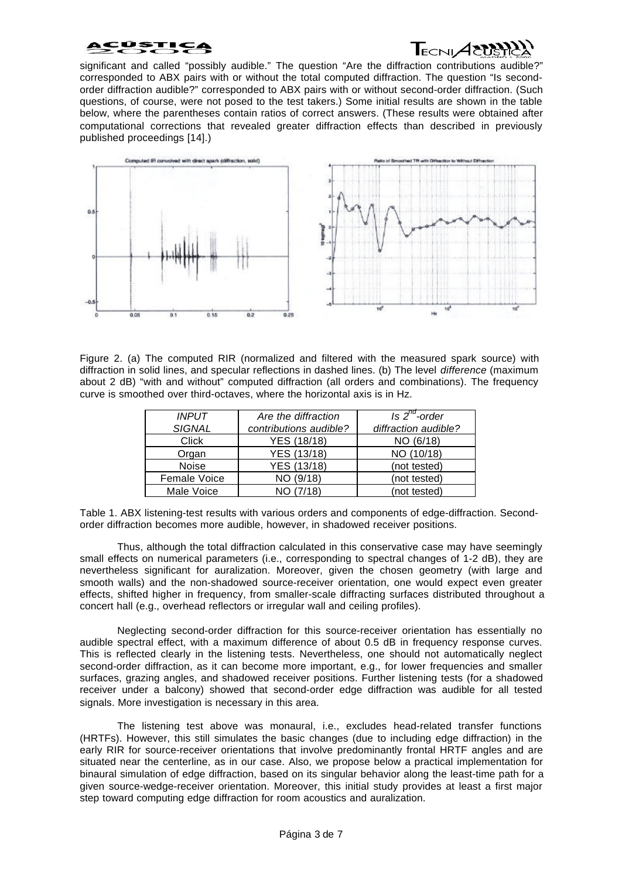significant and called "possibly audible." The question "Are the diffraction contributions audible?" corresponded to ABX pairs with or without the total computed diffraction. The question "Is second-order diffraction audible?" corresponded to ABX pairs with or without second-order diffraction. (Such questions, of course, were not posed to the test takers.) Some initial results are shown in the table below, where the parentheses contain ratios of correct answers. (These results were obtained after computational corrections that revealed greater diffraction effects than described in previously published proceedings [14].)

Figure 2. (a) The computed RIR (normalized and filtered with the measured spark source) with diffraction in solid lines, and specular reflections in dashed lines. (b) The level *difference* (maximum about 2 dB) "with and without" computed diffraction (all orders and combinations). The frequency curve is smoothed over third-octaves, where the horizontal axis is in Hz.

| *INPUT SIGNAL* | *Are the diffraction contributions audible?* | *Is 2nd-order diffraction audible?* |
|---|---|---|
| Click | YES (18/18) | NO (6/18) |
| Organ | YES (13/18) | NO (10/18) |
| Noise | YES (13/18) | (not tested) |
| Female Voice | NO (9/18) | (not tested) |
| Male Voice | NO (7/18) | (not tested) |

Table 1. ABX listening-test results with various orders and components of edge-diffraction. Second-order diffraction becomes more audible, however, in shadowed receiver positions.

Thus, although the total diffraction calculated in this conservative case may have seemingly small effects on numerical parameters (i.e., corresponding to spectral changes of 1-2 dB), they are nevertheless significant for auralization. Moreover, given the chosen geometry (with large and smooth walls) and the non-shadowed source-receiver orientation, one would expect even greater effects, shifted higher in frequency, from smaller-scale diffracting surfaces distributed throughout a concert hall (e.g., overhead reflectors or irregular wall and ceiling profiles).

Neglecting second-order diffraction for this source-receiver orientation has essentially no audible spectral effect, with a maximum difference of about 0.5 dB in frequency response curves. This is reflected clearly in the listening tests. Nevertheless, one should not automatically neglect second-order diffraction, as it can become more important, e.g., for lower frequencies and smaller surfaces, grazing angles, and shadowed receiver positions. Further listening tests (for a shadowed receiver under a balcony) showed that second-order edge diffraction was audible for all tested signals. More investigation is necessary in this area.

The listening test above was monaural, i.e., excludes head-related transfer functions (HRTFs). However, this still simulates the basic changes (due to including edge diffraction) in the early RIR for source-receiver orientations that involve predominantly frontal HRTF angles and are situated near the centerline, as in our case. Also, we propose below a practical implementation for binaural simulation of edge diffraction, based on its singular behavior along the least-time path for a given source-wedge-receiver orientation. Moreover, this initial study provides at least a first major step toward computing edge diffraction for room acoustics and auralization.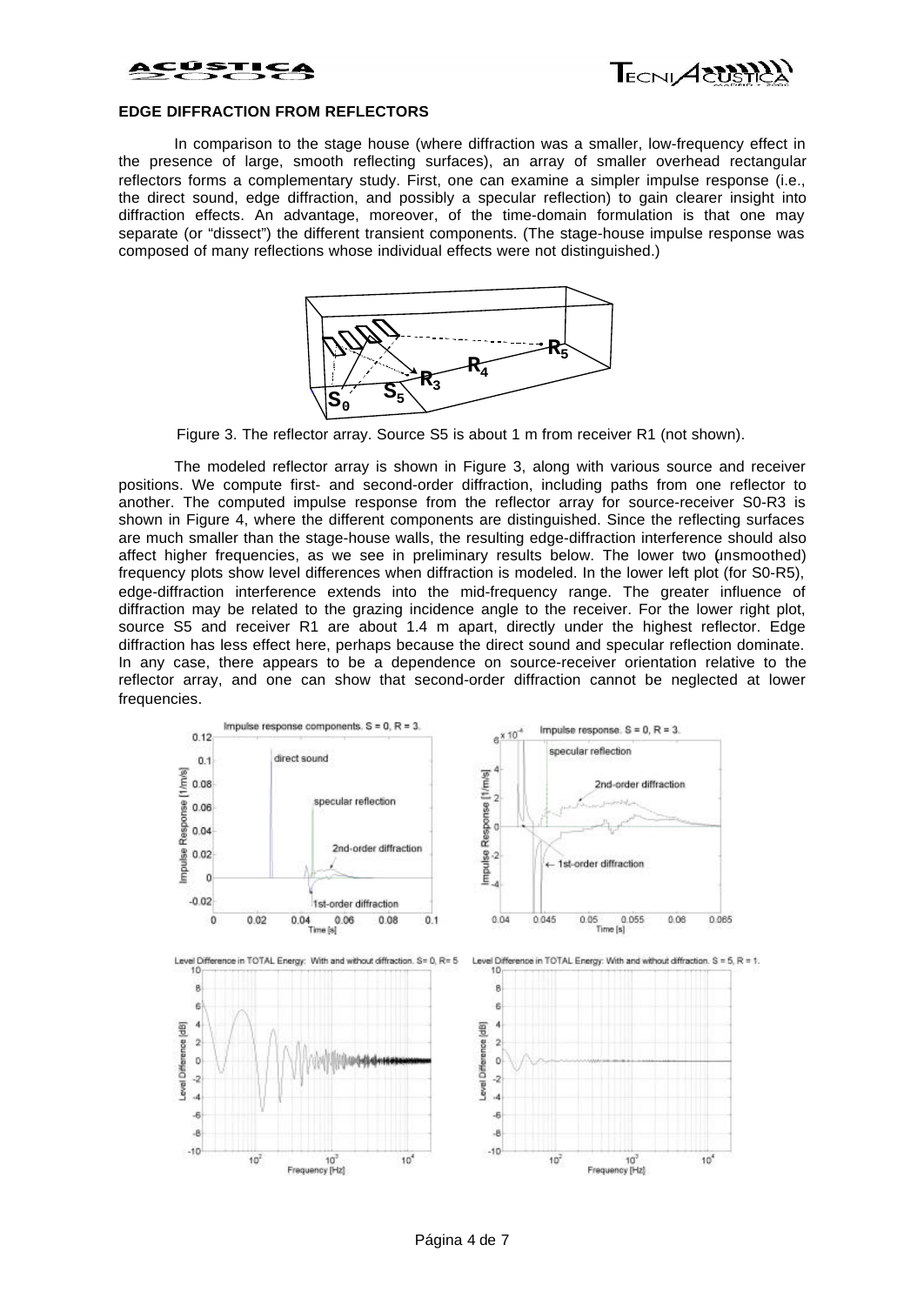## EDGE DIFFRACTION FROM REFLECTORS

In comparison to the stage house (where diffraction was a smaller, low-frequency effect in the presence of large, smooth reflecting surfaces), an array of smaller overhead rectangular reflectors forms a complementary study. First, one can examine a simpler impulse response (i.e., the direct sound, edge diffraction, and possibly a specular reflection) to gain clearer insight into diffraction effects. An advantage, moreover, of the time-domain formulation is that one may separate (or "dissect") the different transient components. (The stage-house impulse response was composed of many reflections whose individual effects were not distinguished.)

Figure 3. The reflector array. Source S5 is about 1 m from receiver R1 (not shown).

The modeled reflector array is shown in Figure 3, along with various source and receiver positions. We compute first- and second-order diffraction, including paths from one reflector to another. The computed impulse response from the reflector array for source-receiver S0-R3 is shown in Figure 4, where the different components are distinguished. Since the reflecting surfaces are much smaller than the stage-house walls, the resulting edge-diffraction interference should also affect higher frequencies, as we see in preliminary results below. The lower two (unsmoothed) frequency plots show level differences when diffraction is modeled. In the lower left plot (for S0-R5), edge-diffraction interference extends into the mid-frequency range. The greater influence of diffraction may be related to the grazing incidence angle to the receiver. For the lower right plot, source S5 and receiver R1 are about 1.4 m apart, directly under the highest reflector. Edge diffraction has less effect here, perhaps because the direct sound and specular reflection dominate. In any case, there appears to be a dependence on source-receiver orientation relative to the reflector array, and one can show that second-order diffraction cannot be neglected at lower frequencies.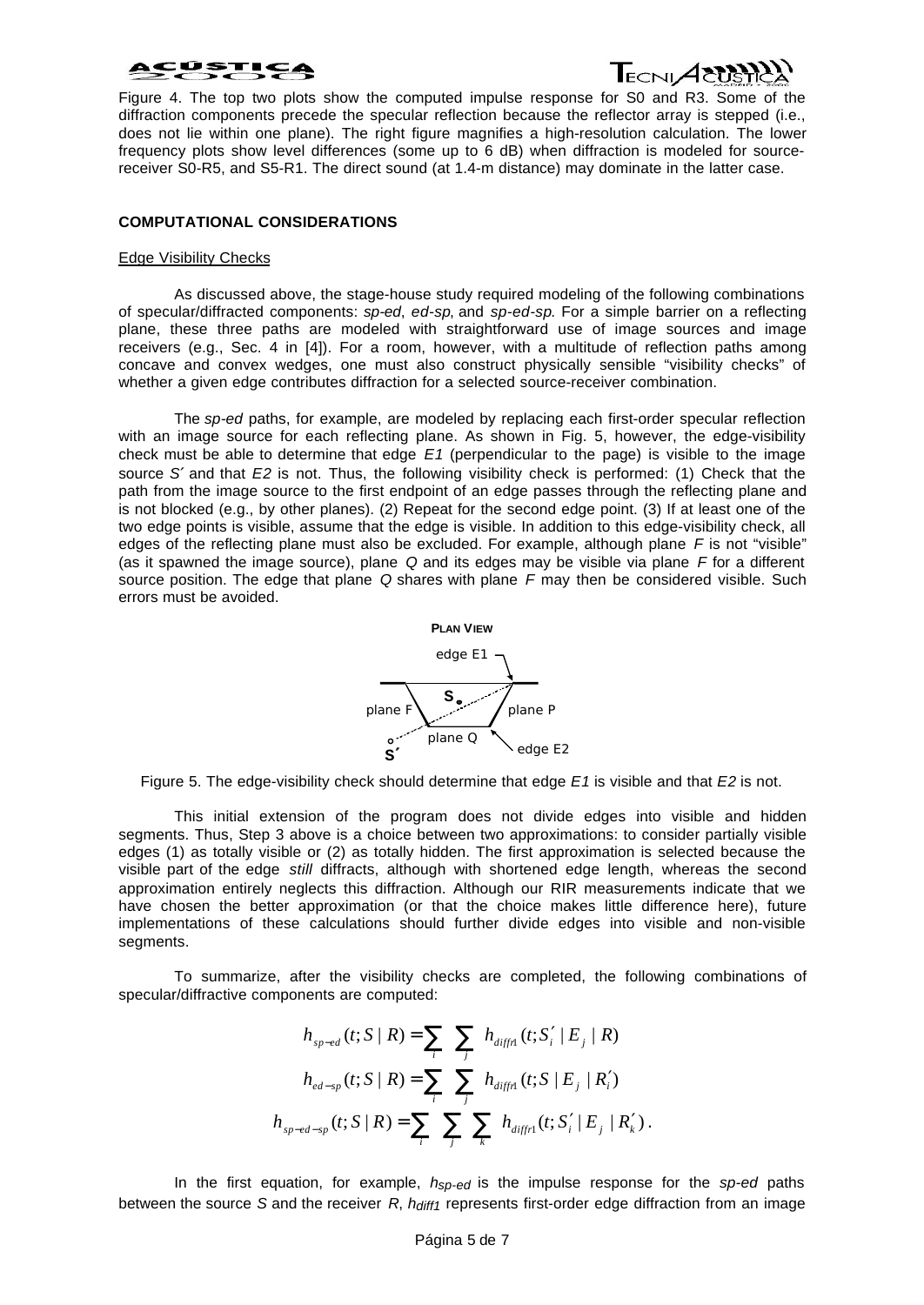Figure 4. The top two plots show the computed impulse response for S0 and R3. Some of the diffraction components precede the specular reflection because the reflector array is stepped (i.e., does not lie within one plane). The right figure magnifies a high-resolution calculation. The lower frequency plots show level differences (some up to 6 dB) when diffraction is modeled for source-receiver S0-R5, and S5-R1. The direct sound (at 1.4-m distance) may dominate in the latter case.

## COMPUTATIONAL CONSIDERATIONS

### Edge Visibility Checks

As discussed above, the stage-house study required modeling of the following combinations of specular/diffracted components: *sp-ed*, *ed-sp*, and *sp-ed-sp*. For a simple barrier on a reflecting plane, these three paths are modeled with straightforward use of image sources and image receivers (e.g., Sec. 4 in [4]). For a room, however, with a multitude of reflection paths among concave and convex wedges, one must also construct physically sensible "visibility checks" of whether a given edge contributes diffraction for a selected source-receiver combination.

The *sp-ed* paths, for example, are modeled by replacing each first-order specular reflection with an image source for each reflecting plane. As shown in Fig. 5, however, the edge-visibility check must be able to determine that edge *E1* (perpendicular to the page) is visible to the image source *S´* and that *E2* is not. Thus, the following visibility check is performed: (1) Check that the path from the image source to the first endpoint of an edge passes through the reflecting plane and is not blocked (e.g., by other planes). (2) Repeat for the second edge point. (3) If at least one of the two edge points is visible, assume that the edge is visible. In addition to this edge-visibility check, all edges of the reflecting plane must also be excluded. For example, although plane *F* is not "visible" (as it spawned the image source), plane *Q* and its edges may be visible via plane *F* for a different source position. The edge that plane *Q* shares with plane *F* may then be considered visible. Such errors must be avoided.

Figure 5. The edge-visibility check should determine that edge *E1* is visible and that *E2* is not.

This initial extension of the program does not divide edges into visible and hidden segments. Thus, Step 3 above is a choice between two approximations: to consider partially visible edges (1) as totally visible or (2) as totally hidden. The first approximation is selected because the visible part of the edge *still* diffracts, although with shortened edge length, whereas the second approximation entirely neglects this diffraction. Although our RIR measurements indicate that we have chosen the better approximation (or that the choice makes little difference here), future implementations of these calculations should further divide edges into visible and non-visible segments.

To summarize, after the visibility checks are completed, the following combinations of specular/diffractive components are computed:

$$h_{sp-ed}(t;S\,|\,R) = \sum_i \sum_j h_{diffr1}(t;S_i'\,|\,E_j\,|\,R)$$

$$h_{ed-sp}(t;S\,|\,R) = \sum_i \sum_j h_{diffr1}(t;S\,|\,E_j\,|\,R_i')$$

$$h_{sp-ed-sp}(t;S\,|\,R) = \sum_i \sum_j \sum_k h_{diffr1}(t;S_i'\,|\,E_j\,|\,R_k')\,.$$

In the first equation, for example, $h_{sp\text{-}ed}$ is the impulse response for the *sp-ed* paths between the source *S* and the receiver *R*, $h_{diff1}$ represents first-order edge diffraction from an image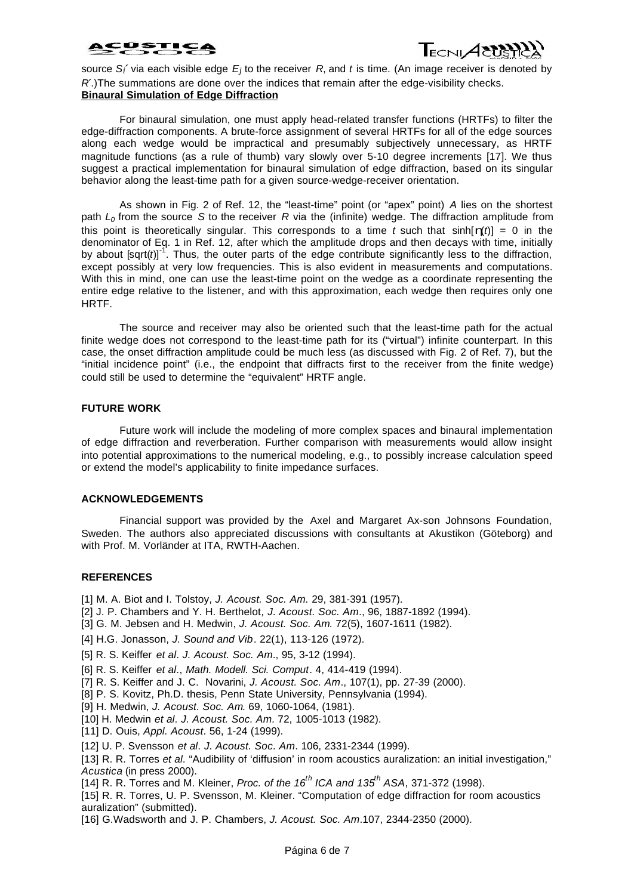source $S_i'$ via each visible edge $E_j$ to the receiver $R$, and $t$ is time. (An image receiver is denoted by $R'$.)The summations are done over the indices that remain after the edge-visibility checks.

**Binaural Simulation of Edge Diffraction**

For binaural simulation, one must apply head-related transfer functions (HRTFs) to filter the edge-diffraction components. A brute-force assignment of several HRTFs for all of the edge sources along each wedge would be impractical and presumably subjectively unnecessary, as HRTF magnitude functions (as a rule of thumb) vary slowly over 5-10 degree increments [17]. We thus suggest a practical implementation for binaural simulation of edge diffraction, based on its singular behavior along the least-time path for a given source-wedge-receiver orientation.

As shown in Fig. 2 of Ref. 12, the "least-time" point (or "apex" point) $A$ lies on the shortest path $L_0$ from the source $S$ to the receiver $R$ via the (infinite) wedge. The diffraction amplitude from this point is theoretically singular. This corresponds to a time $t$ such that $\sinh[\eta(t)] = 0$ in the denominator of Eq. 1 in Ref. 12, after which the amplitude drops and then decays with time, initially by about $[\mathrm{sqrt}(t)]^{-1}$. Thus, the outer parts of the edge contribute significantly less to the diffraction, except possibly at very low frequencies. This is also evident in measurements and computations. With this in mind, one can use the least-time point on the wedge as a coordinate representing the entire edge relative to the listener, and with this approximation, each wedge then requires only one HRTF.

The source and receiver may also be oriented such that the least-time path for the actual finite wedge does not correspond to the least-time path for its ("virtual") infinite counterpart. In this case, the onset diffraction amplitude could be much less (as discussed with Fig. 2 of Ref. 7), but the "initial incidence point" (i.e., the endpoint that diffracts first to the receiver from the finite wedge) could still be used to determine the "equivalent" HRTF angle.

## FUTURE WORK

Future work will include the modeling of more complex spaces and binaural implementation of edge diffraction and reverberation. Further comparison with measurements would allow insight into potential approximations to the numerical modeling, e.g., to possibly increase calculation speed or extend the model's applicability to finite impedance surfaces.

## ACKNOWLEDGEMENTS

Financial support was provided by the Axel and Margaret Ax-son Johnsons Foundation, Sweden. The authors also appreciated discussions with consultants at Akustikon (Göteborg) and with Prof. M. Vorländer at ITA, RWTH-Aachen.

## REFERENCES

[1] M. A. Biot and I. Tolstoy, *J. Acoust. Soc. Am.* 29, 381-391 (1957).

[2] J. P. Chambers and Y. H. Berthelot, *J. Acoust. Soc. Am*., 96, 1887-1892 (1994).

[3] G. M. Jebsen and H. Medwin, *J. Acoust. Soc. Am*. 72(5), 1607-1611 (1982).

[4] H.G. Jonasson, *J. Sound and Vib*. 22(1), 113-126 (1972).

[5] R. S. Keiffer *et al*. *J. Acoust. Soc. Am*., 95, 3-12 (1994).

[6] R. S. Keiffer *et al*., *Math. Modell. Sci. Comput*. 4, 414-419 (1994).

[7] R. S. Keiffer and J. C. Novarini, *J. Acoust. Soc. Am*., 107(1), pp. 27-39 (2000).

[8] P. S. Kovitz, Ph.D. thesis, Penn State University, Pennsylvania (1994).

[9] H. Medwin, *J. Acoust. Soc. Am*. 69, 1060-1064, (1981).

[10] H. Medwin *et al*. *J. Acoust. Soc. Am*. 72, 1005-1013 (1982).

[11] D. Ouis, *Appl. Acoust*. 56, 1-24 (1999).

[12] U. P. Svensson *et al*. *J. Acoust. Soc. Am*. 106, 2331-2344 (1999).

[13] R. R. Torres *et al*. "Audibility of 'diffusion' in room acoustics auralization: an initial investigation," *Acustica* (in press 2000).

[14] R. R. Torres and M. Kleiner, *Proc. of the 16th ICA and 135th ASA*, 371-372 (1998).

[15] R. R. Torres, U. P. Svensson, M. Kleiner. "Computation of edge diffraction for room acoustics auralization" (submitted).

[16] G.Wadsworth and J. P. Chambers, *J. Acoust. Soc. Am*.107, 2344-2350 (2000).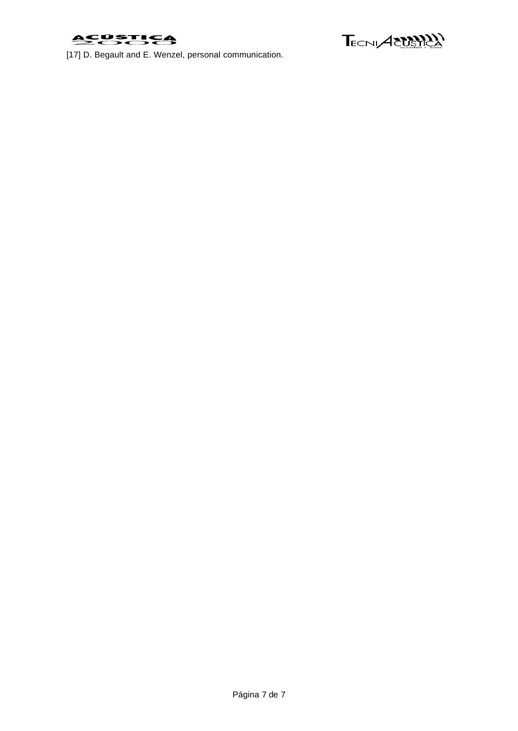[17] D. Begault and E. Wenzel, personal communication.